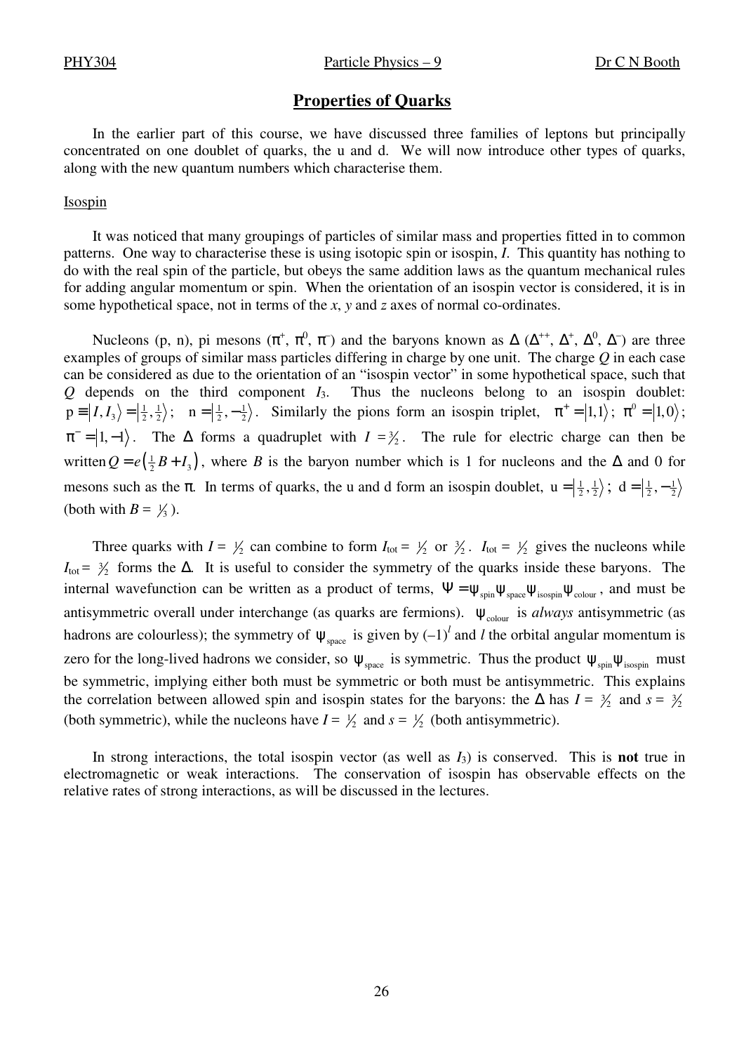# Properties of Quarks

In the earlier part of this course, we have discussed three families of leptons but principally concentrated on one doublet of quarks, the u and d. We will now introduce other types of quarks, along with the new quantum numbers which characterise them.

## Isospin

It was noticed that many groupings of particles of similar mass and properties fitted in to common patterns. One way to characterise these is using isotopic spin or isospin, $I$. This quantity has nothing to do with the real spin of the particle, but obeys the same addition laws as the quantum mechanical rules for adding angular momentum or spin. When the orientation of an isospin vector is considered, it is in some hypothetical space, not in terms of the $x$, $y$ and $z$ axes of normal co-ordinates.

Nucleons (p, n), pi mesons ($\pi^+$, $\pi^0$, $\pi^-$) and the baryons known as $\Delta$ ($\Delta^{++}$, $\Delta^+$, $\Delta^0$, $\Delta^-$) are three examples of groups of similar mass particles differing in charge by one unit. The charge $Q$ in each case can be considered as due to the orientation of an "isospin vector" in some hypothetical space, such that $Q$ depends on the third component $I_3$. Thus the nucleons belong to an isospin doublet: $\mathrm{p} \equiv |I, I_3\rangle = |\tfrac{1}{2}, \tfrac{1}{2}\rangle$; $\mathrm{n} = |\tfrac{1}{2}, -\tfrac{1}{2}\rangle$. Similarly the pions form an isospin triplet, $\pi^+ = |1,1\rangle$; $\pi^0 = |1,0\rangle$; $\pi^- = |1,-1\rangle$. The $\Delta$ forms a quadruplet with $I = \tfrac{3}{2}$. The rule for electric charge can then be written $Q = e\left(\tfrac{1}{2}B + I_3\right)$, where $B$ is the baryon number which is 1 for nucleons and the $\Delta$ and 0 for mesons such as the $\pi$. In terms of quarks, the u and d form an isospin doublet, $\mathrm{u} = |\tfrac{1}{2}, \tfrac{1}{2}\rangle$; $\mathrm{d} = |\tfrac{1}{2}, -\tfrac{1}{2}\rangle$ (both with $B = \tfrac{1}{3}$).

Three quarks with $I = \tfrac{1}{2}$ can combine to form $I_{\text{tot}} = \tfrac{1}{2}$ or $\tfrac{3}{2}$. $I_{\text{tot}} = \tfrac{1}{2}$ gives the nucleons while $I_{\text{tot}} = \tfrac{3}{2}$ forms the $\Delta$. It is useful to consider the symmetry of the quarks inside these baryons. The internal wavefunction can be written as a product of terms, $\Psi = \psi_{\text{spin}}\psi_{\text{space}}\psi_{\text{isospin}}\psi_{\text{colour}}$, and must be antisymmetric overall under interchange (as quarks are fermions). $\psi_{\text{colour}}$ is *always* antisymmetric (as hadrons are colourless); the symmetry of $\psi_{\text{space}}$ is given by $(-1)^l$ and $l$ the orbital angular momentum is zero for the long-lived hadrons we consider, so $\psi_{\text{space}}$ is symmetric. Thus the product $\psi_{\text{spin}}\psi_{\text{isospin}}$ must be symmetric, implying either both must be symmetric or both must be antisymmetric. This explains the correlation between allowed spin and isospin states for the baryons: the $\Delta$ has $I = \tfrac{3}{2}$ and $s = \tfrac{3}{2}$ (both symmetric), while the nucleons have $I = \tfrac{1}{2}$ and $s = \tfrac{1}{2}$ (both antisymmetric).

In strong interactions, the total isospin vector (as well as $I_3$) is conserved. This is **not** true in electromagnetic or weak interactions. The conservation of isospin has observable effects on the relative rates of strong interactions, as will be discussed in the lectures.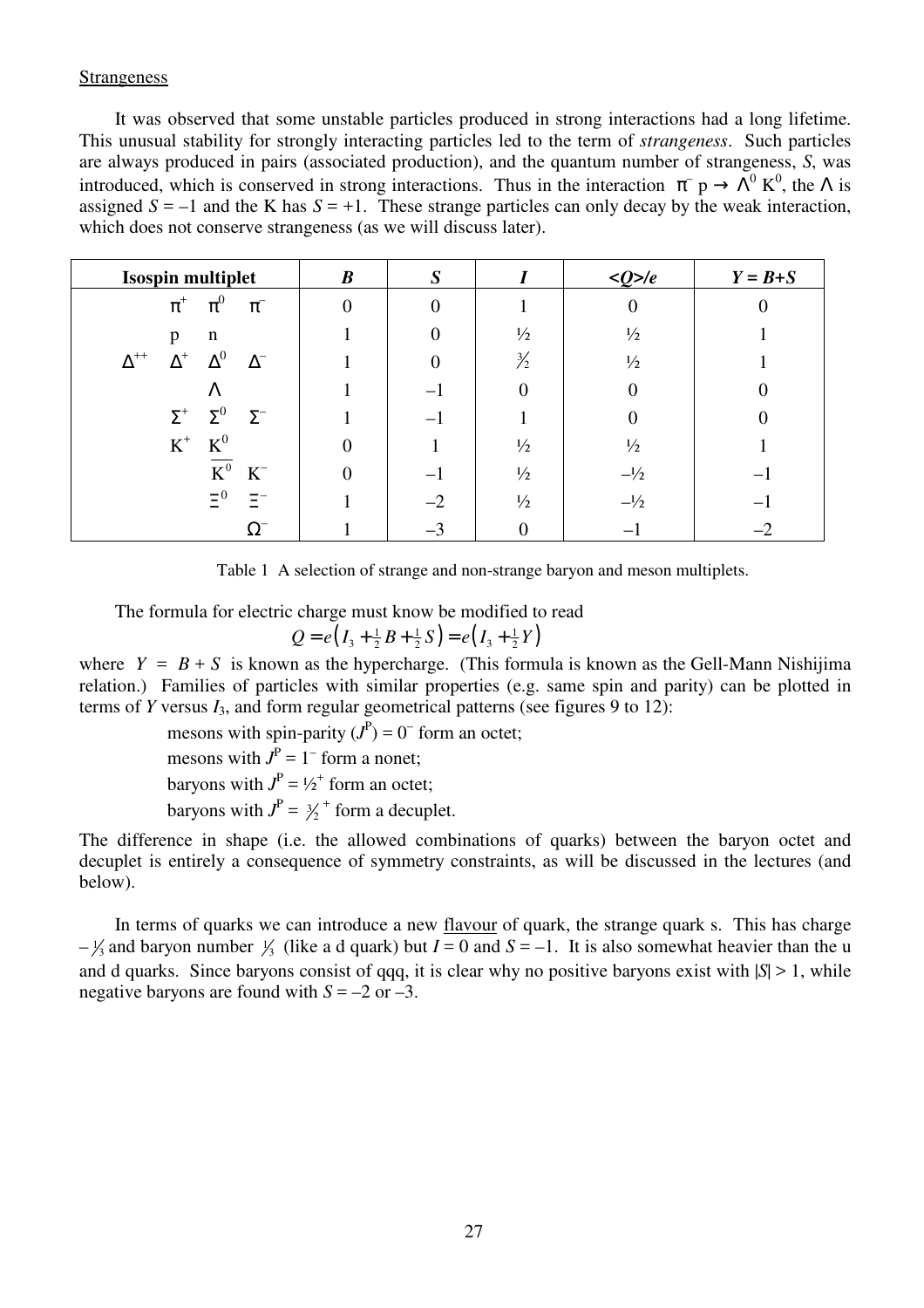Strangeness

It was observed that some unstable particles produced in strong interactions had a long lifetime. This unusual stability for strongly interacting particles led to the term of *strangeness*. Such particles are always produced in pairs (associated production), and the quantum number of strangeness, $S$, was introduced, which is conserved in strong interactions. Thus in the interaction $\pi^- p \rightarrow \Lambda^0 K^0$, the $\Lambda$ is assigned $S = -1$ and the K has $S = +1$. These strange particles can only decay by the weak interaction, which does not conserve strangeness (as we will discuss later).

| Isospin multiplet | *B* | *S* | *I* | *<Q>/e* | *Y = B+S* |
|---|---|---|---|---|---|
| $\pi^+$ $\pi^0$ $\pi^-$ | 0 | 0 | 1 | 0 | 0 |
| p n | 1 | 0 | ½ | ½ | 1 |
| $\Delta^{++}$ $\Delta^+$ $\Delta^0$ $\Delta^-$ | 1 | 0 | $\frac{3}{2}$ | ½ | 1 |
| $\Lambda$ | 1 | –1 | 0 | 0 | 0 |
| $\Sigma^+$ $\Sigma^0$ $\Sigma^-$ | 1 | –1 | 1 | 0 | 0 |
| $K^+$ $K^0$ | 0 | 1 | ½ | ½ | 1 |
| $\overline{K^0}$ $K^-$ | 0 | –1 | ½ | –½ | –1 |
| $\Xi^0$ $\Xi^-$ | 1 | –2 | ½ | –½ | –1 |
| $\Omega^-$ | 1 | –3 | 0 | –1 | –2 |

Table 1 A selection of strange and non-strange baryon and meson multiplets.

The formula for electric charge must know be modified to read

$$Q = e\left(I_3 + \tfrac{1}{2}B + \tfrac{1}{2}S\right) = e\left(I_3 + \tfrac{1}{2}Y\right)$$

where $Y = B + S$ is known as the hypercharge. (This formula is known as the Gell-Mann Nishijima relation.) Families of particles with similar properties (e.g. same spin and parity) can be plotted in terms of $Y$ versus $I_3$, and form regular geometrical patterns (see figures 9 to 12):

- mesons with spin-parity ($J^P$) = $0^-$ form an octet;
- mesons with $J^P = 1^-$ form a nonet;
- baryons with $J^P = \frac{1}{2}^+$ form an octet;
- baryons with $J^P = \frac{3}{2}^+$ form a decuplet.

The difference in shape (i.e. the allowed combinations of quarks) between the baryon octet and decuplet is entirely a consequence of symmetry constraints, as will be discussed in the lectures (and below).

In terms of quarks we can introduce a new flavour of quark, the strange quark s. This has charge $-\frac{1}{3}$ and baryon number $\frac{1}{3}$ (like a d quark) but $I = 0$ and $S = -1$. It is also somewhat heavier than the u and d quarks. Since baryons consist of qqq, it is clear why no positive baryons exist with $|S| > 1$, while negative baryons are found with $S = -2$ or $-3$.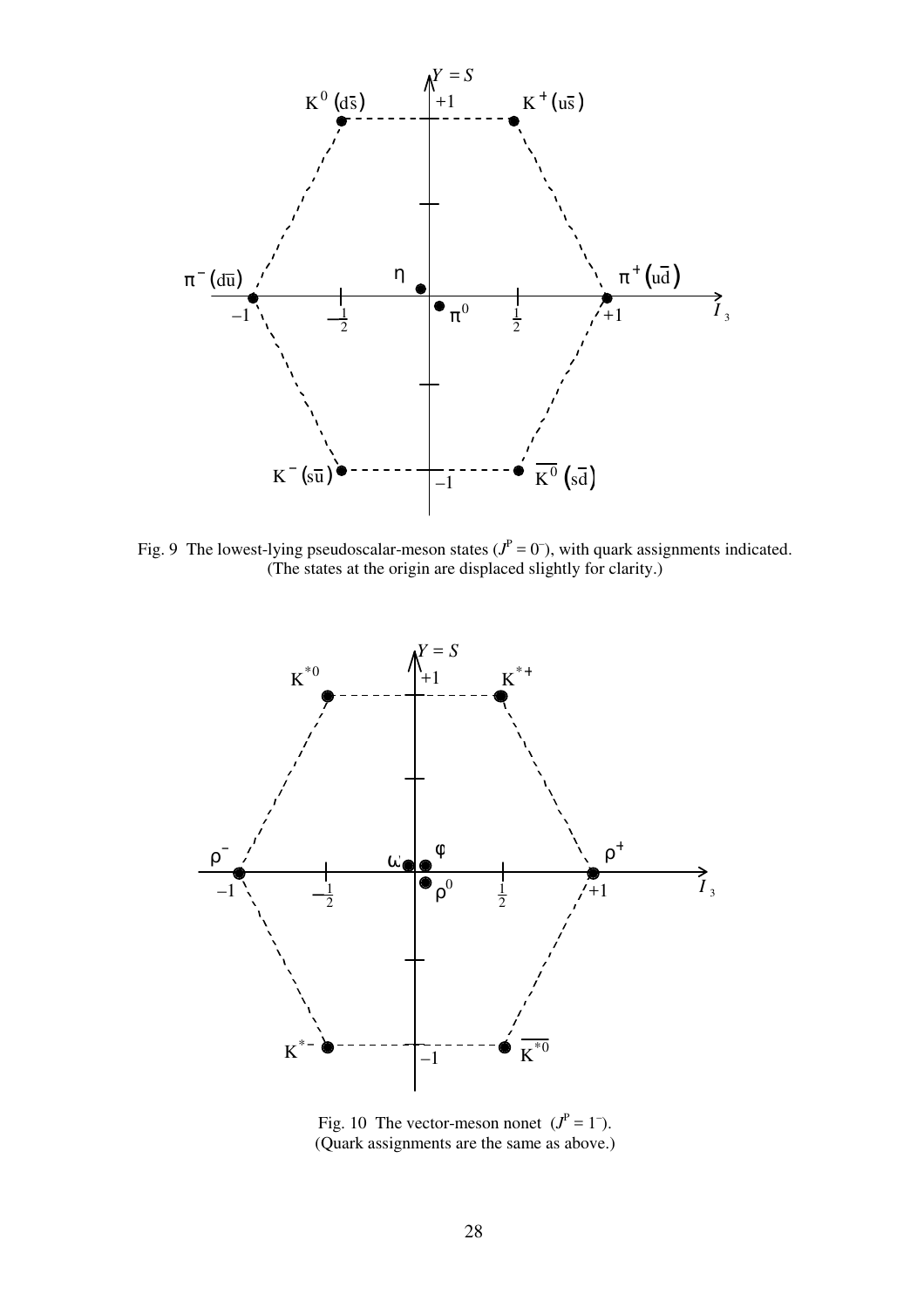Fig. 9 The lowest-lying pseudoscalar-meson states ($J^P = 0^-$), with quark assignments indicated. (The states at the origin are displaced slightly for clarity.)

Fig. 10 The vector-meson nonet ($J^P = 1^-$). (Quark assignments are the same as above.)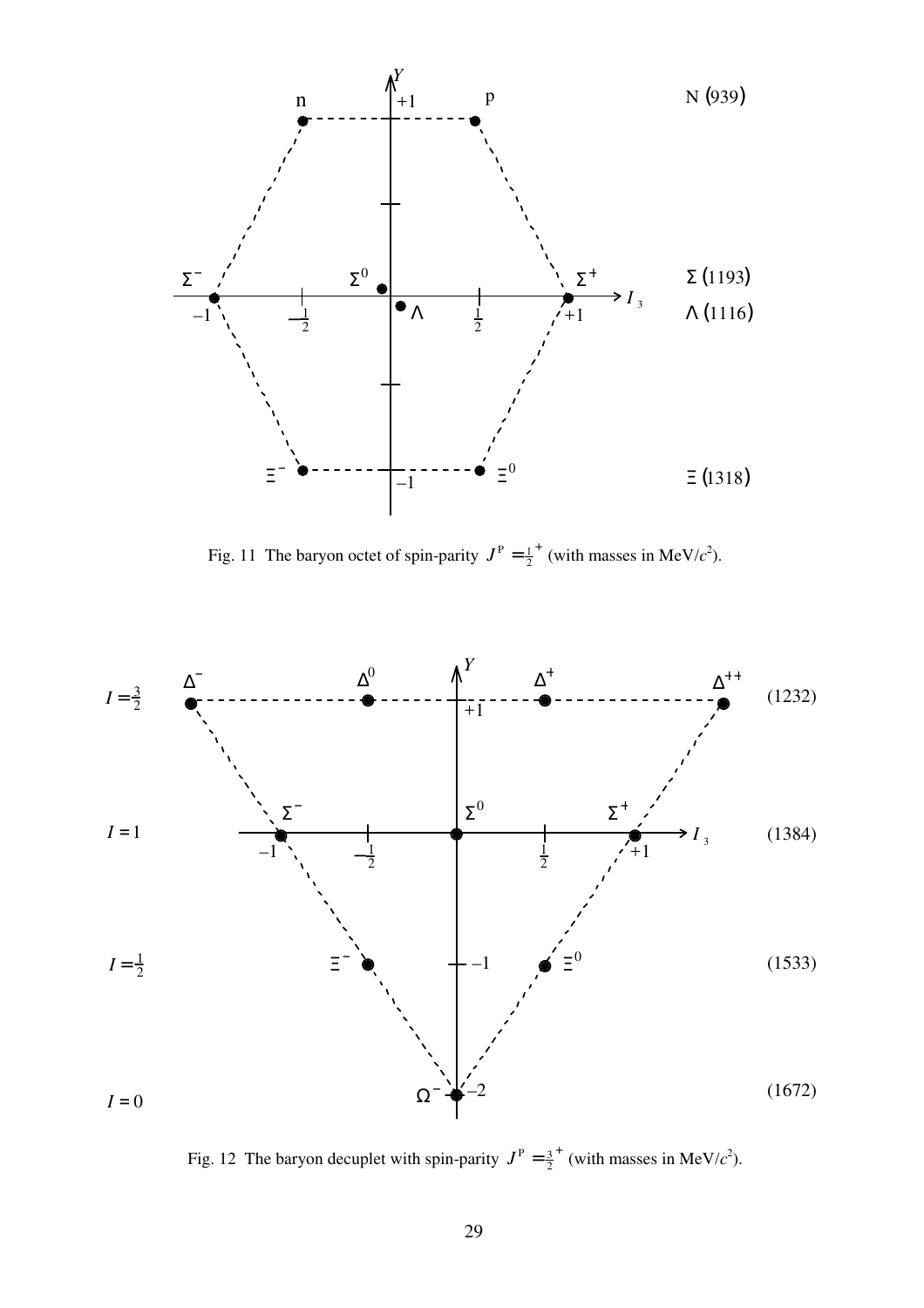Fig. 11 The baryon octet of spin-parity $J^P = \frac{1}{2}^+$ (with masses in MeV/$c^2$).

Fig. 12 The baryon decuplet with spin-parity $J^P = \frac{3}{2}^+$ (with masses in MeV/$c^2$).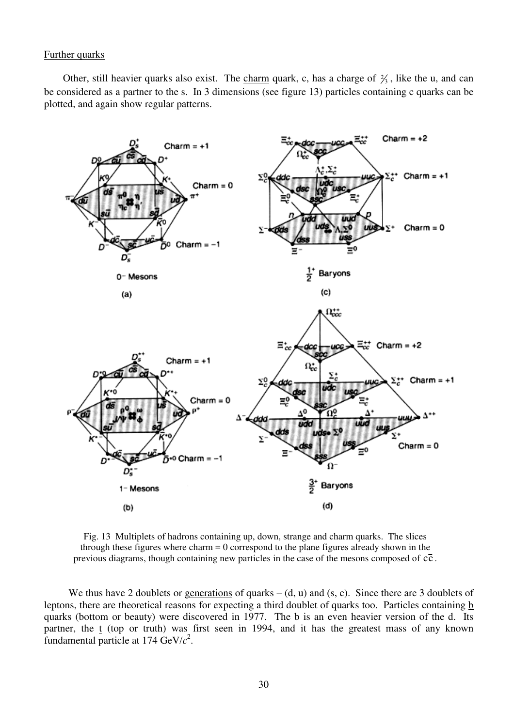Further quarks

Other, still heavier quarks also exist. The charm quark, c, has a charge of $\frac{2}{3}$, like the u, and can be considered as a partner to the s. In 3 dimensions (see figure 13) particles containing c quarks can be plotted, and again show regular patterns.

Fig. 13 Multiplets of hadrons containing up, down, strange and charm quarks. The slices through these figures where charm = 0 correspond to the plane figures already shown in the previous diagrams, though containing new particles in the case of the mesons composed of $c\bar{c}$.

We thus have 2 doublets or generations of quarks – (d, u) and (s, c). Since there are 3 doublets of leptons, there are theoretical reasons for expecting a third doublet of quarks too. Particles containing b quarks (bottom or beauty) were discovered in 1977. The b is an even heavier version of the d. Its partner, the t (top or truth) was first seen in 1994, and it has the greatest mass of any known fundamental particle at 174 GeV/$c^2$.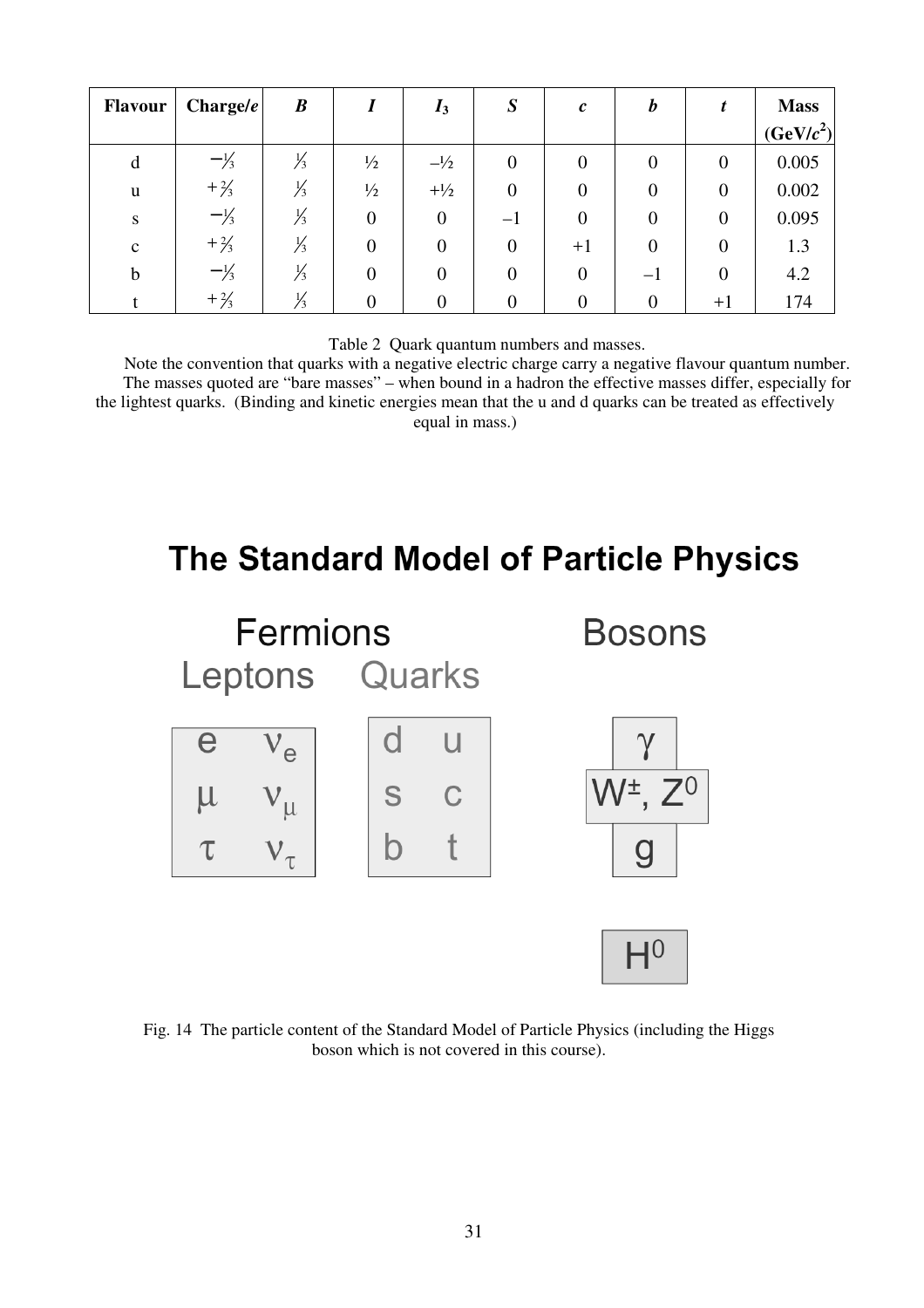| Flavour | Charge/$e$ | $B$ | $I$ | $I_3$ | $S$ | $c$ | $b$ | $t$ | Mass (GeV/$c^2$) |
|---|---|---|---|---|---|---|---|---|---|
| d | $-\frac{1}{3}$ | $\frac{1}{3}$ | ½ | –½ | 0 | 0 | 0 | 0 | 0.005 |
| u | $+\frac{2}{3}$ | $\frac{1}{3}$ | ½ | +½ | 0 | 0 | 0 | 0 | 0.002 |
| s | $-\frac{1}{3}$ | $\frac{1}{3}$ | 0 | 0 | –1 | 0 | 0 | 0 | 0.095 |
| c | $+\frac{2}{3}$ | $\frac{1}{3}$ | 0 | 0 | 0 | +1 | 0 | 0 | 1.3 |
| b | $-\frac{1}{3}$ | $\frac{1}{3}$ | 0 | 0 | 0 | 0 | –1 | 0 | 4.2 |
| t | $+\frac{2}{3}$ | $\frac{1}{3}$ | 0 | 0 | 0 | 0 | 0 | +1 | 174 |

Table 2 Quark quantum numbers and masses.

Note the convention that quarks with a negative electric charge carry a negative flavour quantum number. The masses quoted are "bare masses" – when bound in a hadron the effective masses differ, especially for the lightest quarks. (Binding and kinetic energies mean that the u and d quarks can be treated as effectively equal in mass.)

# The Standard Model of Particle Physics

| Fermions | | | | Bosons |
|---|---|---|---|---|
| Leptons | | Quarks | | |
| e | $\nu_e$ | d | u | $\gamma$ |
| $\mu$ | $\nu_\mu$ | s | c | $W^\pm$, $Z^0$ |
| $\tau$ | $\nu_\tau$ | b | t | g |
| | | | | $H^0$ |

Fig. 14 The particle content of the Standard Model of Particle Physics (including the Higgs boson which is not covered in this course).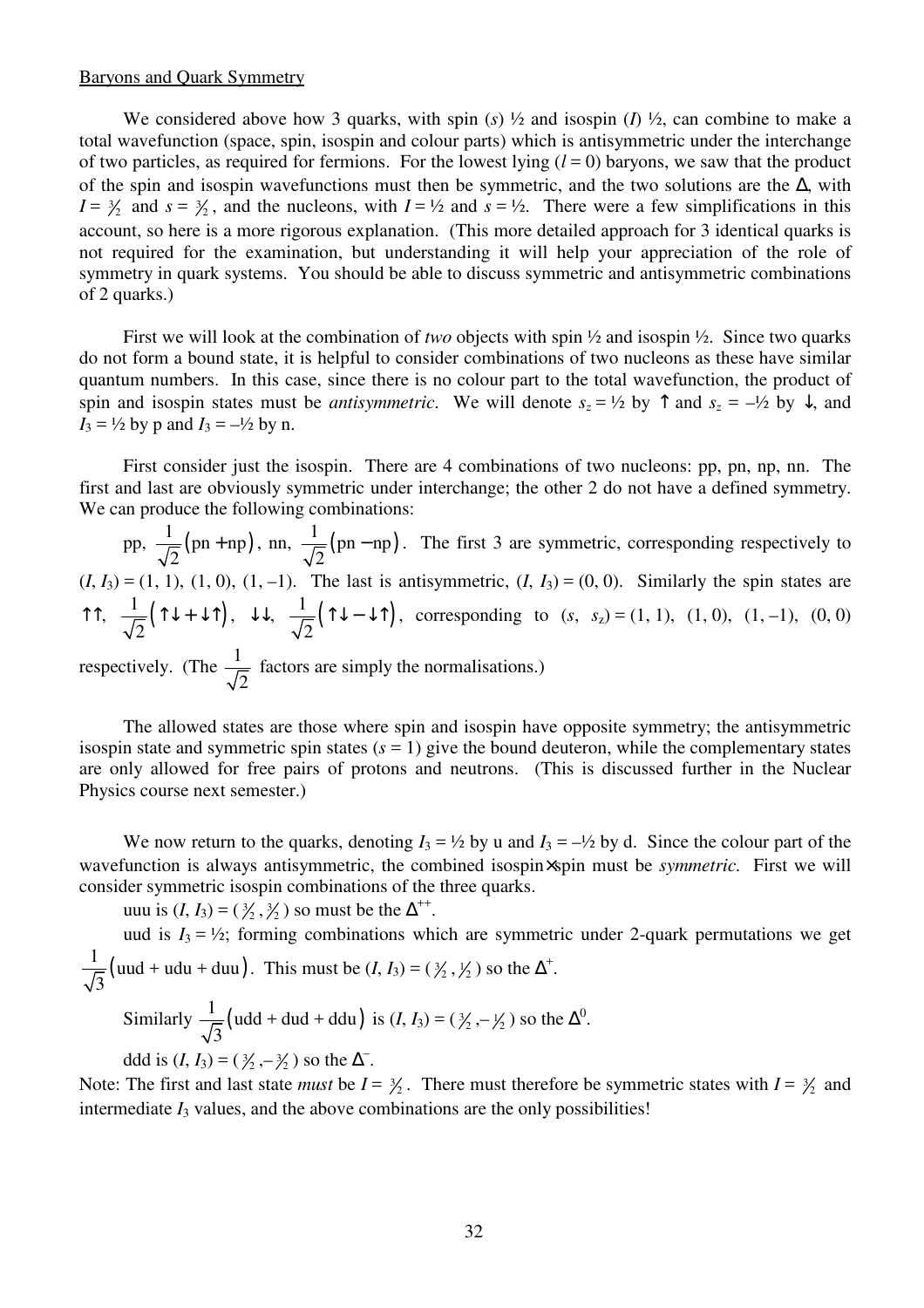Baryons and Quark Symmetry

We considered above how 3 quarks, with spin ($s$) ½ and isospin ($I$) ½, can combine to make a total wavefunction (space, spin, isospin and colour parts) which is antisymmetric under the interchange of two particles, as required for fermions. For the lowest lying ($l = 0$) baryons, we saw that the product of the spin and isospin wavefunctions must then be symmetric, and the two solutions are the $\Delta$, with $I = \frac{3}{2}$ and $s = \frac{3}{2}$, and the nucleons, with $I = ½$ and $s = ½$. There were a few simplifications in this account, so here is a more rigorous explanation. (This more detailed approach for 3 identical quarks is not required for the examination, but understanding it will help your appreciation of the role of symmetry in quark systems. You should be able to discuss symmetric and antisymmetric combinations of 2 quarks.)

First we will look at the combination of *two* objects with spin ½ and isospin ½. Since two quarks do not form a bound state, it is helpful to consider combinations of two nucleons as these have similar quantum numbers. In this case, since there is no colour part to the total wavefunction, the product of spin and isospin states must be *antisymmetric*. We will denote $s_z = ½$ by $\uparrow$ and $s_z = -½$ by $\downarrow$, and $I_3 = ½$ by p and $I_3 = -½$ by n.

First consider just the isospin. There are 4 combinations of two nucleons: pp, pn, np, nn. The first and last are obviously symmetric under interchange; the other 2 do not have a defined symmetry. We can produce the following combinations:

pp, $\frac{1}{\sqrt{2}}(\text{pn} + \text{np})$, nn, $\frac{1}{\sqrt{2}}(\text{pn} - \text{np})$. The first 3 are symmetric, corresponding respectively to $(I, I_3) = (1, 1), (1, 0), (1, -1)$. The last is antisymmetric, $(I, I_3) = (0, 0)$. Similarly the spin states are $\uparrow\uparrow$, $\frac{1}{\sqrt{2}}(\uparrow\downarrow + \downarrow\uparrow)$, $\downarrow\downarrow$, $\frac{1}{\sqrt{2}}(\uparrow\downarrow - \downarrow\uparrow)$, corresponding to $(s, s_z) = (1, 1), (1, 0), (1, -1), (0, 0)$ respectively. (The $\frac{1}{\sqrt{2}}$ factors are simply the normalisations.)

The allowed states are those where spin and isospin have opposite symmetry; the antisymmetric isospin state and symmetric spin states ($s = 1$) give the bound deuteron, while the complementary states are only allowed for free pairs of protons and neutrons. (This is discussed further in the Nuclear Physics course next semester.)

We now return to the quarks, denoting $I_3 = ½$ by u and $I_3 = -½$ by d. Since the colour part of the wavefunction is always antisymmetric, the combined isospin$\times$spin must be *symmetric*. First we will consider symmetric isospin combinations of the three quarks.

uuu is $(I, I_3) = (\frac{3}{2}, \frac{3}{2})$ so must be the $\Delta^{++}$.

uud is $I_3 = ½$; forming combinations which are symmetric under 2-quark permutations we get $\frac{1}{\sqrt{3}}(\text{uud} + \text{udu} + \text{duu})$. This must be $(I, I_3) = (\frac{3}{2}, \frac{1}{2})$ so the $\Delta^{+}$.

Similarly $\frac{1}{\sqrt{3}}(\text{udd} + \text{dud} + \text{ddu})$ is $(I, I_3) = (\frac{3}{2}, -\frac{1}{2})$ so the $\Delta^{0}$.

ddd is $(I, I_3) = (\frac{3}{2}, -\frac{3}{2})$ so the $\Delta^{-}$.

Note: The first and last state *must* be $I = \frac{3}{2}$. There must therefore be symmetric states with $I = \frac{3}{2}$ and intermediate $I_3$ values, and the above combinations are the only possibilities!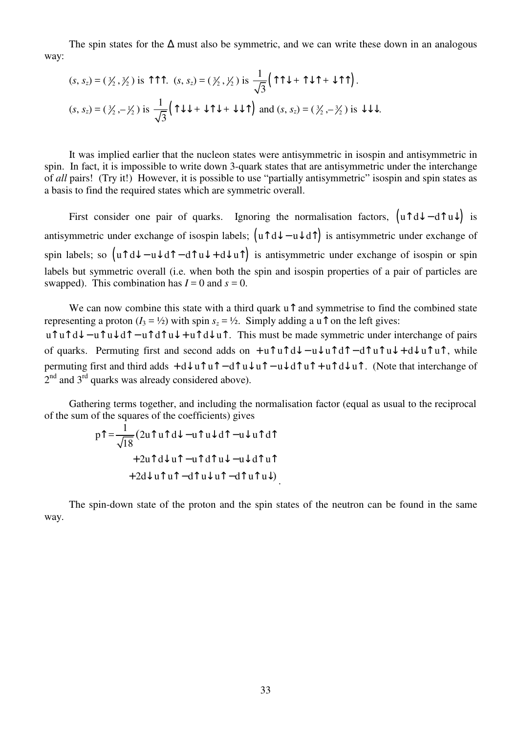The spin states for the Δ must also be symmetric, and we can write these down in an analogous way:

$(s, s_z) = (\frac{3}{2}, \frac{3}{2})$ is $\uparrow\uparrow\uparrow$. $(s, s_z) = (\frac{3}{2}, \frac{1}{2})$ is $\frac{1}{\sqrt{3}}\left(\uparrow\uparrow\downarrow + \uparrow\downarrow\uparrow + \downarrow\uparrow\uparrow\right)$.

$(s, s_z) = (\frac{3}{2}, -\frac{1}{2})$ is $\frac{1}{\sqrt{3}}\left(\uparrow\downarrow\downarrow + \downarrow\uparrow\downarrow + \downarrow\downarrow\uparrow\right)$ and $(s, s_z) = (\frac{3}{2}, -\frac{3}{2})$ is $\downarrow\downarrow\downarrow$.

It was implied earlier that the nucleon states were antisymmetric in isospin and antisymmetric in spin. In fact, it is impossible to write down 3-quark states that are antisymmetric under the interchange of *all* pairs! (Try it!) However, it is possible to use "partially antisymmetric" isospin and spin states as a basis to find the required states which are symmetric overall.

First consider one pair of quarks. Ignoring the normalisation factors, $\left(u\uparrow d\downarrow - d\uparrow u\downarrow\right)$ is antisymmetric under exchange of isospin labels; $\left(u\uparrow d\downarrow - u\downarrow d\uparrow\right)$ is antisymmetric under exchange of spin labels; so $\left(u\uparrow d\downarrow - u\downarrow d\uparrow - d\uparrow u\downarrow + d\downarrow u\uparrow\right)$ is antisymmetric under exchange of isospin or spin labels but symmetric overall (i.e. when both the spin and isospin properties of a pair of particles are swapped). This combination has $I = 0$ and $s = 0$.

We can now combine this state with a third quark $u\uparrow$ and symmetrise to find the combined state representing a proton ($I_3 = ½$) with spin $s_z = ½$. Simply adding a $u\uparrow$ on the left gives: $u\uparrow u\uparrow d\downarrow - u\uparrow u\downarrow d\uparrow - u\uparrow d\uparrow u\downarrow + u\uparrow d\downarrow u\uparrow$. This must be made symmetric under interchange of pairs of quarks. Permuting first and second adds on $+u\uparrow u\uparrow d\downarrow - u\downarrow u\uparrow d\uparrow - d\uparrow u\uparrow u\downarrow + d\downarrow u\uparrow u\uparrow$, while permuting first and third adds $+d\downarrow u\uparrow u\uparrow - d\uparrow u\downarrow u\uparrow - u\downarrow d\uparrow u\uparrow + u\uparrow d\downarrow u\uparrow$. (Note that interchange of 2nd and 3rd quarks was already considered above).

Gathering terms together, and including the normalisation factor (equal as usual to the reciprocal of the sum of the squares of the coefficients) gives

$$
\begin{aligned}
p\uparrow = \frac{1}{\sqrt{18}}(&2u\uparrow u\uparrow d\downarrow - u\uparrow u\downarrow d\uparrow - u\downarrow u\uparrow d\uparrow \\
&+ 2u\uparrow d\downarrow u\uparrow - u\uparrow d\uparrow u\downarrow - u\downarrow d\uparrow u\uparrow \\
&+ 2d\downarrow u\uparrow u\uparrow - d\uparrow u\downarrow u\uparrow - d\uparrow u\uparrow u\downarrow).
\end{aligned}
$$

The spin-down state of the proton and the spin states of the neutron can be found in the same way.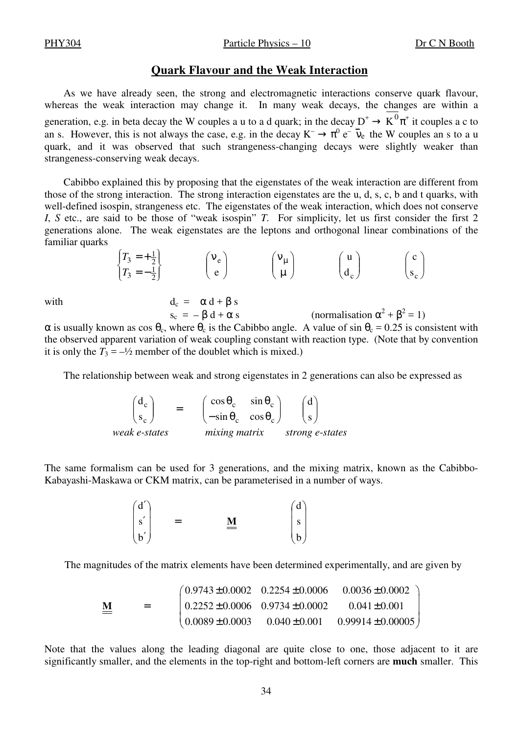## Quark Flavour and the Weak Interaction

As we have already seen, the strong and electromagnetic interactions conserve quark flavour, whereas the weak interaction may change it. In many weak decays, the changes are within a generation, e.g. in beta decay the W couples a u to a d quark; in the decay $D^+ \rightarrow \overline{K^0}\pi^+$ it couples a c to an s. However, this is not always the case, e.g. in the decay $K^- \rightarrow \pi^0 e^- \bar{\nu}_e$ the W couples an s to a u quark, and it was observed that such strangeness-changing decays were slightly weaker than strangeness-conserving weak decays.

Cabibbo explained this by proposing that the eigenstates of the weak interaction are different from those of the strong interaction. The strong interaction eigenstates are the u, d, s, c, b and t quarks, with well-defined isospin, strangeness etc. The eigenstates of the weak interaction, which does not conserve *I*, *S* etc., are said to be those of "weak isospin" *T*. For simplicity, let us first consider the first 2 generations alone. The weak eigenstates are the leptons and orthogonal linear combinations of the familiar quarks

$$\begin{Bmatrix} T_3 = +\frac{1}{2} \\ T_3 = -\frac{1}{2} \end{Bmatrix} \qquad \begin{pmatrix} \nu_e \\ e \end{pmatrix} \qquad \begin{pmatrix} \nu_\mu \\ \mu \end{pmatrix} \qquad \begin{pmatrix} u \\ d_c \end{pmatrix} \qquad \begin{pmatrix} c \\ s_c \end{pmatrix}$$

with

$$d_c = \alpha\, d + \beta\, s$$

$$s_c = -\beta\, d + \alpha\, s \qquad \text{(normalisation } \alpha^2 + \beta^2 = 1\text{)}$$

$\alpha$ is usually known as $\cos\theta_c$, where $\theta_c$ is the Cabibbo angle. A value of $\sin\theta_c = 0.25$ is consistent with the observed apparent variation of weak coupling constant with reaction type. (Note that by convention it is only the $T_3 = -½$ member of the doublet which is mixed.)

The relationship between weak and strong eigenstates in 2 generations can also be expressed as

$$\underset{\textit{weak e-states}}{\begin{pmatrix} d_c \\ s_c \end{pmatrix}} = \underset{\textit{mixing matrix}}{\begin{pmatrix} \cos\theta_c & \sin\theta_c \\ -\sin\theta_c & \cos\theta_c \end{pmatrix}} \underset{\textit{strong e-states}}{\begin{pmatrix} d \\ s \end{pmatrix}}$$

The same formalism can be used for 3 generations, and the mixing matrix, known as the Cabibbo-Kabayashi-Maskawa or CKM matrix, can be parameterised in a number of ways.

$$\begin{pmatrix} d' \\ s' \\ b' \end{pmatrix} = \underline{\underline{\mathbf{M}}} \begin{pmatrix} d \\ s \\ b \end{pmatrix}$$

The magnitudes of the matrix elements have been determined experimentally, and are given by

$$\underline{\underline{\mathbf{M}}} = \begin{pmatrix} 0.9743 \pm 0.0002 & 0.2254 \pm 0.0006 & 0.0036 \pm 0.0002 \\ 0.2252 \pm 0.0006 & 0.9734 \pm 0.0002 & 0.041 \pm 0.001 \\ 0.0089 \pm 0.0003 & 0.040 \pm 0.001 & 0.99914 \pm 0.00005 \end{pmatrix}$$

Note that the values along the leading diagonal are quite close to one, those adjacent to it are significantly smaller, and the elements in the top-right and bottom-left corners are **much** smaller. This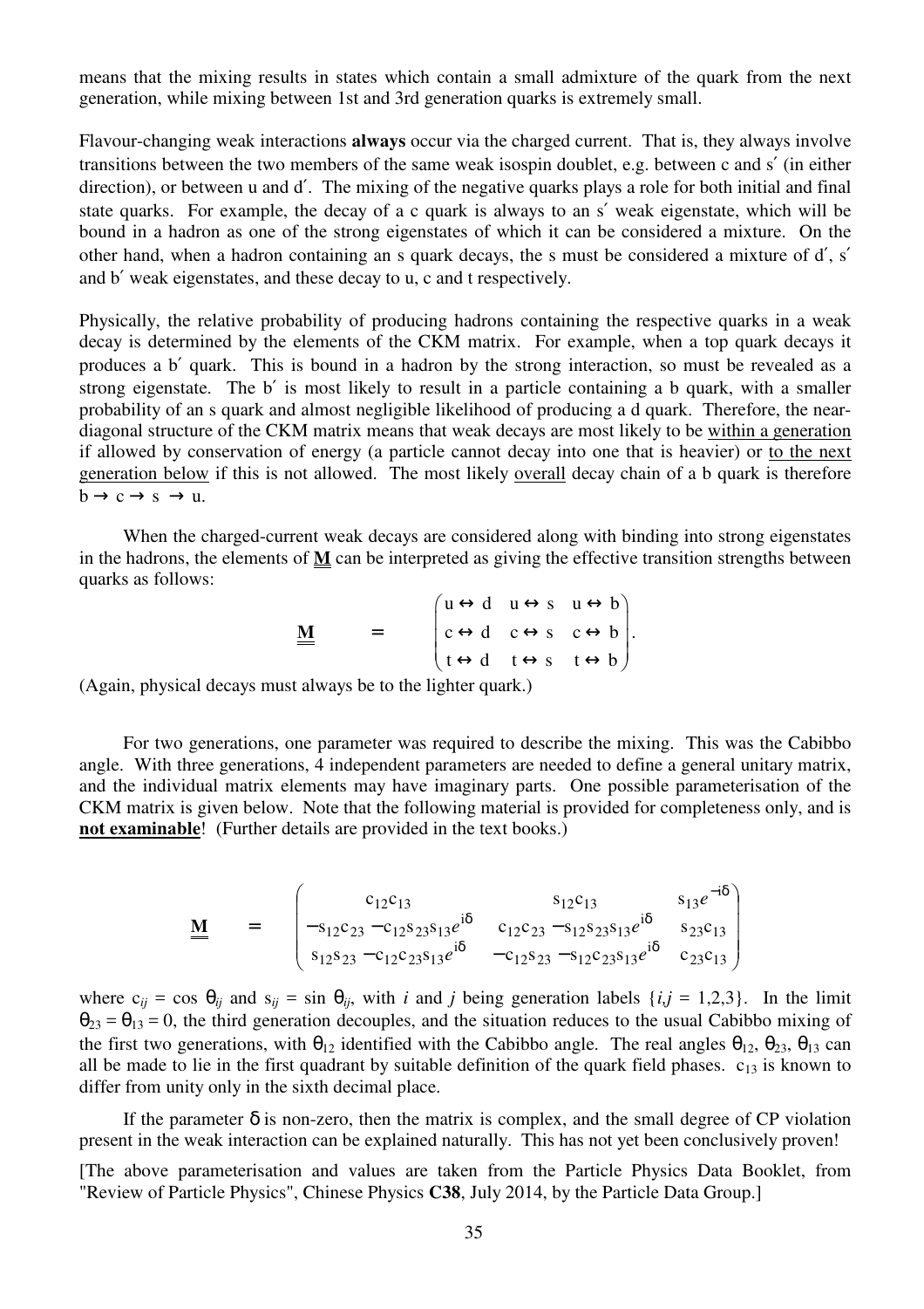means that the mixing results in states which contain a small admixture of the quark from the next generation, while mixing between 1st and 3rd generation quarks is extremely small.

Flavour-changing weak interactions **always** occur via the charged current. That is, they always involve transitions between the two members of the same weak isospin doublet, e.g. between c and s′ (in either direction), or between u and d′. The mixing of the negative quarks plays a role for both initial and final state quarks. For example, the decay of a c quark is always to an s′ weak eigenstate, which will be bound in a hadron as one of the strong eigenstates of which it can be considered a mixture. On the other hand, when a hadron containing an s quark decays, the s must be considered a mixture of d′, s′ and b′ weak eigenstates, and these decay to u, c and t respectively.

Physically, the relative probability of producing hadrons containing the respective quarks in a weak decay is determined by the elements of the CKM matrix. For example, when a top quark decays it produces a b′ quark. This is bound in a hadron by the strong interaction, so must be revealed as a strong eigenstate. The b′ is most likely to result in a particle containing a b quark, with a smaller probability of an s quark and almost negligible likelihood of producing a d quark. Therefore, the near-diagonal structure of the CKM matrix means that weak decays are most likely to be <u>within a generation</u> if allowed by conservation of energy (a particle cannot decay into one that is heavier) or <u>to the next generation below</u> if this is not allowed. The most likely <u>overall</u> decay chain of a b quark is therefore $b \to c \to s \to u$.

When the charged-current weak decays are considered along with binding into strong eigenstates in the hadrons, the elements of $\underline{\underline{\mathbf{M}}}$ can be interpreted as giving the effective transition strengths between quarks as follows:

$$\underline{\underline{\mathbf{M}}} \quad = \quad \begin{pmatrix} u \leftrightarrow d & u \leftrightarrow s & u \leftrightarrow b \\ c \leftrightarrow d & c \leftrightarrow s & c \leftrightarrow b \\ t \leftrightarrow d & t \leftrightarrow s & t \leftrightarrow b \end{pmatrix}.$$

(Again, physical decays must always be to the lighter quark.)

For two generations, one parameter was required to describe the mixing. This was the Cabibbo angle. With three generations, 4 independent parameters are needed to define a general unitary matrix, and the individual matrix elements may have imaginary parts. One possible parameterisation of the CKM matrix is given below. Note that the following material is provided for completeness only, and is **<u>not examinable</u>**! (Further details are provided in the text books.)

$$\underline{\underline{\mathbf{M}}} \quad = \quad \begin{pmatrix} c_{12}c_{13} & s_{12}c_{13} & s_{13}e^{-i\delta} \\ -s_{12}c_{23} - c_{12}s_{23}s_{13}e^{i\delta} & c_{12}c_{23} - s_{12}s_{23}s_{13}e^{i\delta} & s_{23}c_{13} \\ s_{12}s_{23} - c_{12}c_{23}s_{13}e^{i\delta} & -c_{12}s_{23} - s_{12}c_{23}s_{13}e^{i\delta} & c_{23}c_{13} \end{pmatrix}$$

where $c_{ij} = \cos\theta_{ij}$ and $s_{ij} = \sin\theta_{ij}$, with $i$ and $j$ being generation labels $\{i,j = 1,2,3\}$. In the limit $\theta_{23} = \theta_{13} = 0$, the third generation decouples, and the situation reduces to the usual Cabibbo mixing of the first two generations, with $\theta_{12}$ identified with the Cabibbo angle. The real angles $\theta_{12}$, $\theta_{23}$, $\theta_{13}$ can all be made to lie in the first quadrant by suitable definition of the quark field phases. $c_{13}$ is known to differ from unity only in the sixth decimal place.

If the parameter $\delta$ is non-zero, then the matrix is complex, and the small degree of CP violation present in the weak interaction can be explained naturally. This has not yet been conclusively proven!

[The above parameterisation and values are taken from the Particle Physics Data Booklet, from "Review of Particle Physics", Chinese Physics **C38**, July 2014, by the Particle Data Group.]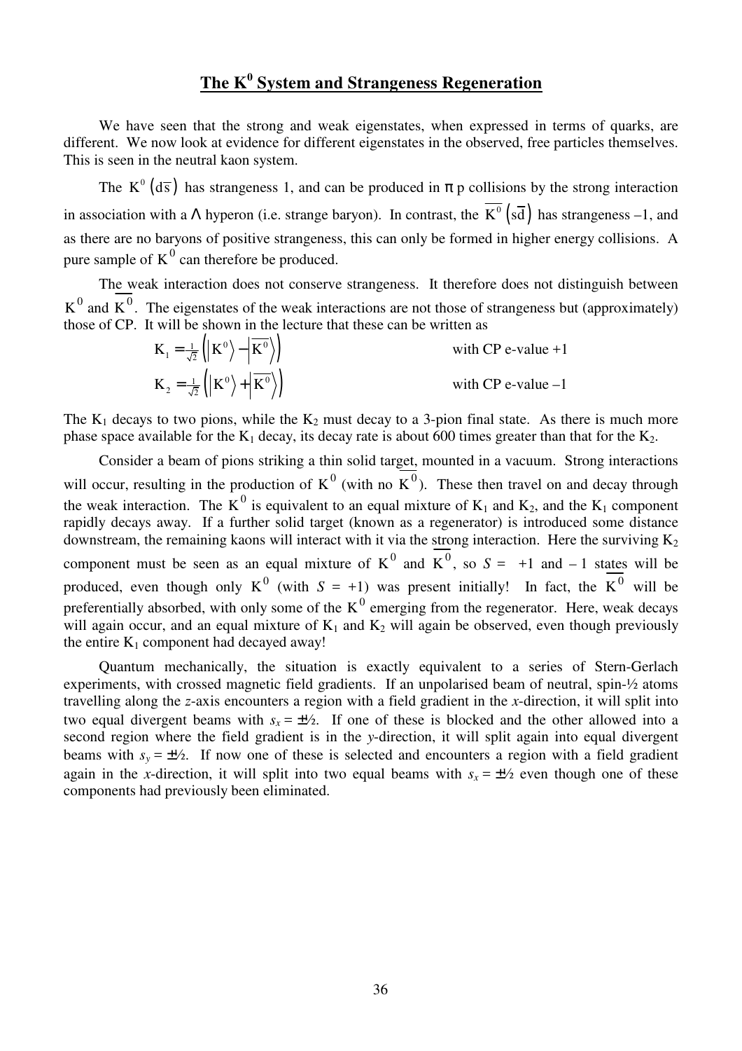# The $K^0$ System and Strangeness Regeneration

We have seen that the strong and weak eigenstates, when expressed in terms of quarks, are different. We now look at evidence for different eigenstates in the observed, free particles themselves. This is seen in the neutral kaon system.

The $K^0\,(d\bar{s})$ has strangeness 1, and can be produced in $\pi^-$p collisions by the strong interaction in association with a $\Lambda$ hyperon (i.e. strange baryon). In contrast, the $\overline{K^0}\,(s\bar{d})$ has strangeness –1, and as there are no baryons of positive strangeness, this can only be formed in higher energy collisions. A pure sample of $K^0$ can therefore be produced.

The weak interaction does not conserve strangeness. It therefore does not distinguish between $K^0$ and $\overline{K^0}$. The eigenstates of the weak interactions are not those of strangeness but (approximately) those of CP. It will be shown in the lecture that these can be written as

$$K_1 = \tfrac{1}{\sqrt{2}}\left(\left|K^0\right\rangle - \left|\overline{K^0}\right\rangle\right) \qquad \text{with CP e-value +1}$$

$$K_2 = \tfrac{1}{\sqrt{2}}\left(\left|K^0\right\rangle + \left|\overline{K^0}\right\rangle\right) \qquad \text{with CP e-value –1}$$

The $K_1$ decays to two pions, while the $K_2$ must decay to a 3-pion final state. As there is much more phase space available for the $K_1$ decay, its decay rate is about 600 times greater than that for the $K_2$.

Consider a beam of pions striking a thin solid target, mounted in a vacuum. Strong interactions will occur, resulting in the production of $K^0$ (with no $\overline{K^0}$). These then travel on and decay through the weak interaction. The $K^0$ is equivalent to an equal mixture of $K_1$ and $K_2$, and the $K_1$ component rapidly decays away. If a further solid target (known as a regenerator) is introduced some distance downstream, the remaining kaons will interact with it via the strong interaction. Here the surviving $K_2$ component must be seen as an equal mixture of $K^0$ and $\overline{K^0}$, so $S$ = +1 and – 1 states will be produced, even though only $K^0$ (with $S$ = +1) was present initially! In fact, the $\overline{K^0}$ will be preferentially absorbed, with only some of the $K^0$ emerging from the regenerator. Here, weak decays will again occur, and an equal mixture of $K_1$ and $K_2$ will again be observed, even though previously the entire $K_1$ component had decayed away!

Quantum mechanically, the situation is exactly equivalent to a series of Stern-Gerlach experiments, with crossed magnetic field gradients. If an unpolarised beam of neutral, spin-½ atoms travelling along the *z*-axis encounters a region with a field gradient in the *x*-direction, it will split into two equal divergent beams with $s_x = \pm½$. If one of these is blocked and the other allowed into a second region where the field gradient is in the *y*-direction, it will split again into equal divergent beams with $s_y = \pm½$. If now one of these is selected and encounters a region with a field gradient again in the *x*-direction, it will split into two equal beams with $s_x = \pm½$ even though one of these components had previously been eliminated.